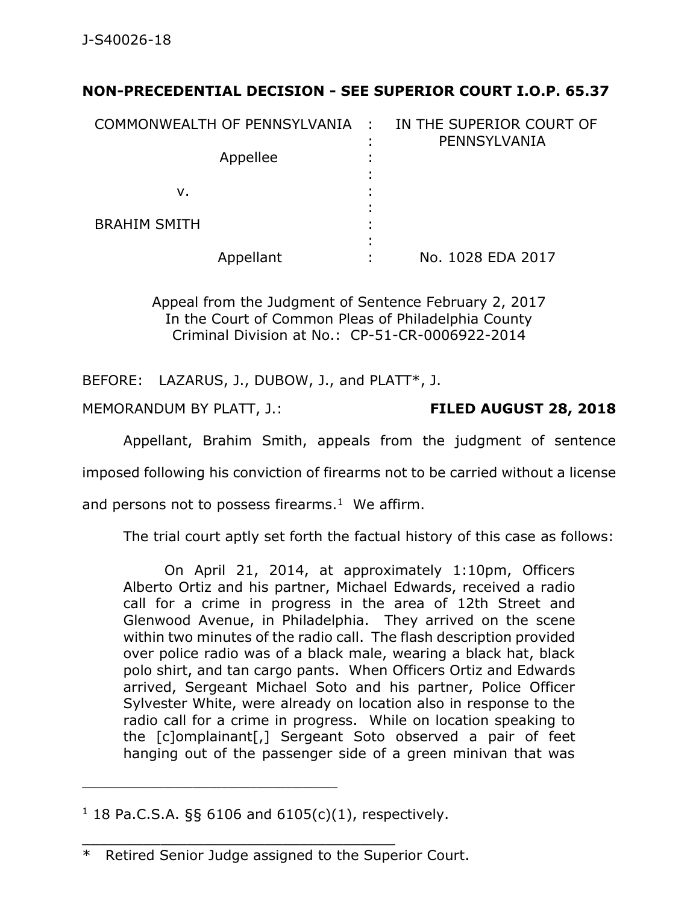J-S40026-18

**NON-PRECEDENTIAL DECISION - SEE SUPERIOR COURT I.O.P. 65.37**

| | | |
|---|---|---|
| COMMONWEALTH OF PENNSYLVANIA | : | IN THE SUPERIOR COURT OF PENNSYLVANIA |
| Appellee | : | |
| v. | : | |
| BRAHIM SMITH | : | |
| Appellant | : | No. 1028 EDA 2017 |

Appeal from the Judgment of Sentence February 2, 2017
In the Court of Common Pleas of Philadelphia County
Criminal Division at No.: CP-51-CR-0006922-2014

BEFORE: LAZARUS, J., DUBOW, J., and PLATT*, J.

MEMORANDUM BY PLATT, J.: **FILED AUGUST 28, 2018**

Appellant, Brahim Smith, appeals from the judgment of sentence imposed following his conviction of firearms not to be carried without a license and persons not to possess firearms.[1] We affirm.

The trial court aptly set forth the factual history of this case as follows:

> On April 21, 2014, at approximately 1:10pm, Officers Alberto Ortiz and his partner, Michael Edwards, received a radio call for a crime in progress in the area of 12th Street and Glenwood Avenue, in Philadelphia. They arrived on the scene within two minutes of the radio call. The flash description provided over police radio was of a black male, wearing a black hat, black polo shirt, and tan cargo pants. When Officers Ortiz and Edwards arrived, Sergeant Michael Soto and his partner, Police Officer Sylvester White, were already on location also in response to the radio call for a crime in progress. While on location speaking to the [c]omplainant[,] Sergeant Soto observed a pair of feet hanging out of the passenger side of a green minivan that was

---

[1] 18 Pa.C.S.A. §§ 6106 and 6105(c)(1), respectively.

---

\* Retired Senior Judge assigned to the Superior Court.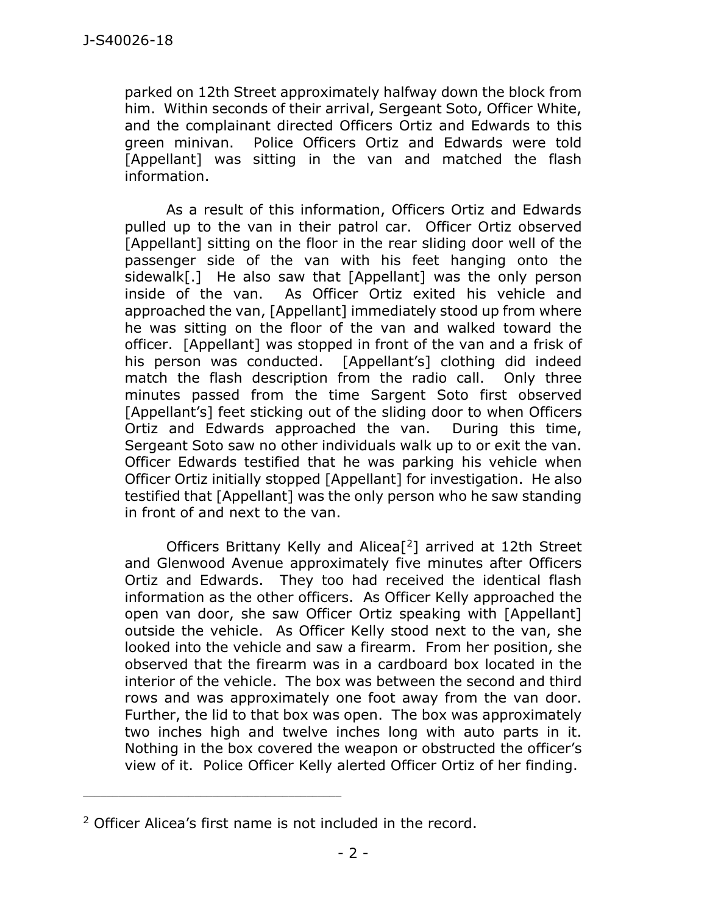parked on 12th Street approximately halfway down the block from him. Within seconds of their arrival, Sergeant Soto, Officer White, and the complainant directed Officers Ortiz and Edwards to this green minivan. Police Officers Ortiz and Edwards were told [Appellant] was sitting in the van and matched the flash information.

As a result of this information, Officers Ortiz and Edwards pulled up to the van in their patrol car. Officer Ortiz observed [Appellant] sitting on the floor in the rear sliding door well of the passenger side of the van with his feet hanging onto the sidewalk[.] He also saw that [Appellant] was the only person inside of the van. As Officer Ortiz exited his vehicle and approached the van, [Appellant] immediately stood up from where he was sitting on the floor of the van and walked toward the officer. [Appellant] was stopped in front of the van and a frisk of his person was conducted. [Appellant's] clothing did indeed match the flash description from the radio call. Only three minutes passed from the time Sargent Soto first observed [Appellant's] feet sticking out of the sliding door to when Officers Ortiz and Edwards approached the van. During this time, Sergeant Soto saw no other individuals walk up to or exit the van. Officer Edwards testified that he was parking his vehicle when Officer Ortiz initially stopped [Appellant] for investigation. He also testified that [Appellant] was the only person who he saw standing in front of and next to the van.

Officers Brittany Kelly and Alicea[2] arrived at 12th Street and Glenwood Avenue approximately five minutes after Officers Ortiz and Edwards. They too had received the identical flash information as the other officers. As Officer Kelly approached the open van door, she saw Officer Ortiz speaking with [Appellant] outside the vehicle. As Officer Kelly stood next to the van, she looked into the vehicle and saw a firearm. From her position, she observed that the firearm was in a cardboard box located in the interior of the vehicle. The box was between the second and third rows and was approximately one foot away from the van door. Further, the lid to that box was open. The box was approximately two inches high and twelve inches long with auto parts in it. Nothing in the box covered the weapon or obstructed the officer's view of it. Police Officer Kelly alerted Officer Ortiz of her finding.

---

[2] Officer Alicea's first name is not included in the record.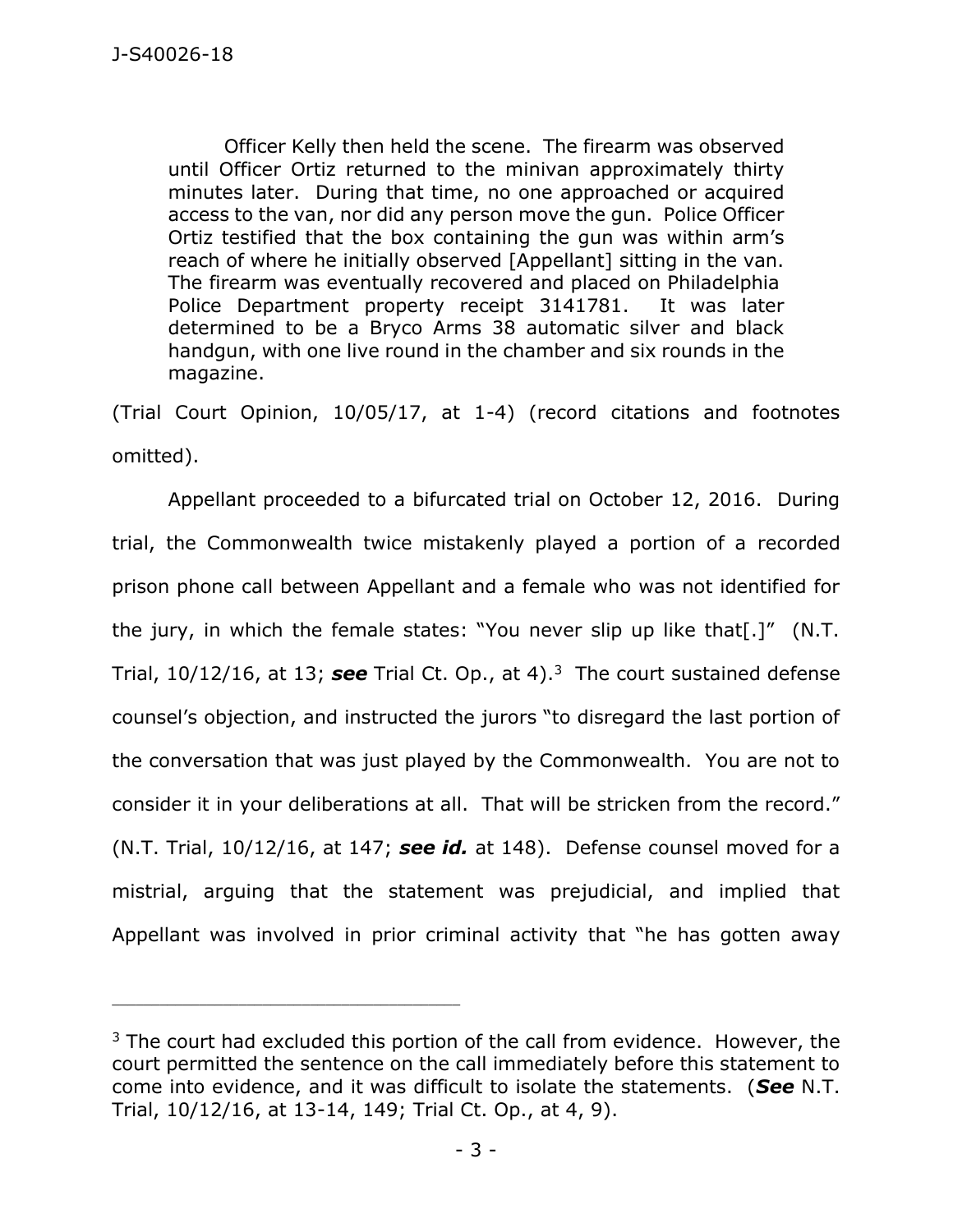> Officer Kelly then held the scene. The firearm was observed until Officer Ortiz returned to the minivan approximately thirty minutes later. During that time, no one approached or acquired access to the van, nor did any person move the gun. Police Officer Ortiz testified that the box containing the gun was within arm's reach of where he initially observed [Appellant] sitting in the van. The firearm was eventually recovered and placed on Philadelphia Police Department property receipt 3141781. It was later determined to be a Bryco Arms 38 automatic silver and black handgun, with one live round in the chamber and six rounds in the magazine.

(Trial Court Opinion, 10/05/17, at 1-4) (record citations and footnotes omitted).

Appellant proceeded to a bifurcated trial on October 12, 2016. During trial, the Commonwealth twice mistakenly played a portion of a recorded prison phone call between Appellant and a female who was not identified for the jury, in which the female states: "You never slip up like that[.]" (N.T. Trial, 10/12/16, at 13; ***see*** Trial Ct. Op., at 4).[3] The court sustained defense counsel's objection, and instructed the jurors "to disregard the last portion of the conversation that was just played by the Commonwealth. You are not to consider it in your deliberations at all. That will be stricken from the record." (N.T. Trial, 10/12/16, at 147; ***see id.*** at 148). Defense counsel moved for a mistrial, arguing that the statement was prejudicial, and implied that Appellant was involved in prior criminal activity that "he has gotten away

---

[3] The court had excluded this portion of the call from evidence. However, the court permitted the sentence on the call immediately before this statement to come into evidence, and it was difficult to isolate the statements. (***See*** N.T. Trial, 10/12/16, at 13-14, 149; Trial Ct. Op., at 4, 9).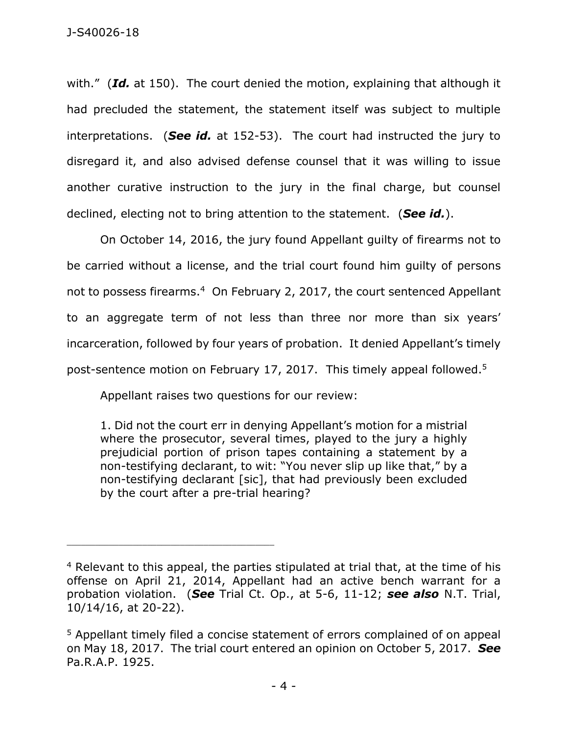with." (***Id.*** at 150). The court denied the motion, explaining that although it had precluded the statement, the statement itself was subject to multiple interpretations. (***See id.*** at 152-53). The court had instructed the jury to disregard it, and also advised defense counsel that it was willing to issue another curative instruction to the jury in the final charge, but counsel declined, electing not to bring attention to the statement. (***See id.***).

On October 14, 2016, the jury found Appellant guilty of firearms not to be carried without a license, and the trial court found him guilty of persons not to possess firearms.[4] On February 2, 2017, the court sentenced Appellant to an aggregate term of not less than three nor more than six years' incarceration, followed by four years of probation. It denied Appellant's timely post-sentence motion on February 17, 2017. This timely appeal followed.[5]

Appellant raises two questions for our review:

> 1. Did not the court err in denying Appellant's motion for a mistrial where the prosecutor, several times, played to the jury a highly prejudicial portion of prison tapes containing a statement by a non-testifying declarant, to wit: "You never slip up like that," by a non-testifying declarant [sic], that had previously been excluded by the court after a pre-trial hearing?

---

[4] Relevant to this appeal, the parties stipulated at trial that, at the time of his offense on April 21, 2014, Appellant had an active bench warrant for a probation violation. (***See*** Trial Ct. Op., at 5-6, 11-12; ***see also*** N.T. Trial, 10/14/16, at 20-22).

[5] Appellant timely filed a concise statement of errors complained of on appeal on May 18, 2017. The trial court entered an opinion on October 5, 2017. ***See*** Pa.R.A.P. 1925.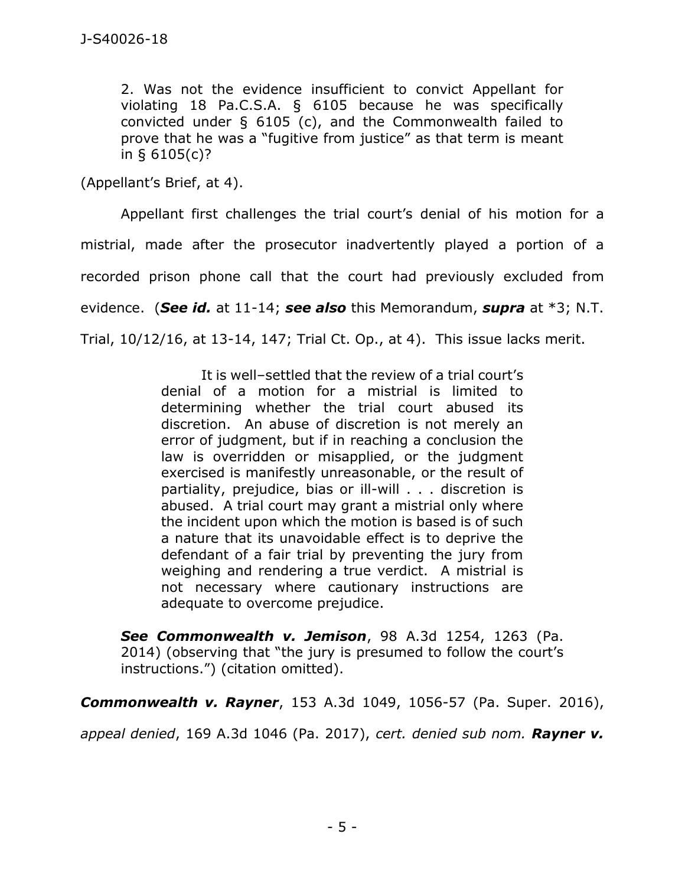2. Was not the evidence insufficient to convict Appellant for violating 18 Pa.C.S.A. § 6105 because he was specifically convicted under § 6105 (c), and the Commonwealth failed to prove that he was a "fugitive from justice" as that term is meant in § 6105(c)?

(Appellant's Brief, at 4).

Appellant first challenges the trial court's denial of his motion for a mistrial, made after the prosecutor inadvertently played a portion of a recorded prison phone call that the court had previously excluded from evidence. (***See id.*** at 11-14; ***see also*** this Memorandum, ***supra*** at *3; N.T. Trial, 10/12/16, at 13-14, 147; Trial Ct. Op., at 4). This issue lacks merit.

> It is well–settled that the review of a trial court's denial of a motion for a mistrial is limited to determining whether the trial court abused its discretion. An abuse of discretion is not merely an error of judgment, but if in reaching a conclusion the law is overridden or misapplied, or the judgment exercised is manifestly unreasonable, or the result of partiality, prejudice, bias or ill-will . . . discretion is abused. A trial court may grant a mistrial only where the incident upon which the motion is based is of such a nature that its unavoidable effect is to deprive the defendant of a fair trial by preventing the jury from weighing and rendering a true verdict. A mistrial is not necessary where cautionary instructions are adequate to overcome prejudice.
>
> ***See Commonwealth v. Jemison***, 98 A.3d 1254, 1263 (Pa. 2014) (observing that "the jury is presumed to follow the court's instructions.") (citation omitted).

***Commonwealth v. Rayner***, 153 A.3d 1049, 1056-57 (Pa. Super. 2016), *appeal denied*, 169 A.3d 1046 (Pa. 2017), *cert. denied sub nom.* ***Rayner v.***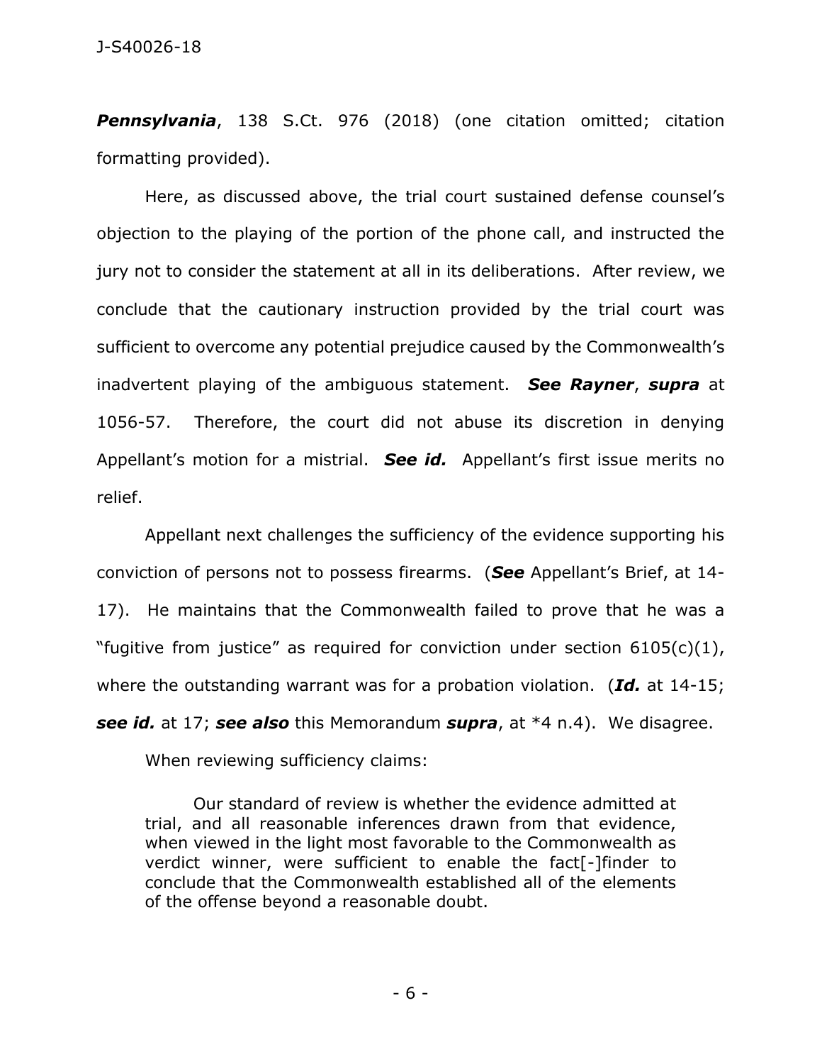***Pennsylvania***, 138 S.Ct. 976 (2018) (one citation omitted; citation formatting provided).

Here, as discussed above, the trial court sustained defense counsel's objection to the playing of the portion of the phone call, and instructed the jury not to consider the statement at all in its deliberations. After review, we conclude that the cautionary instruction provided by the trial court was sufficient to overcome any potential prejudice caused by the Commonwealth's inadvertent playing of the ambiguous statement. ***See Rayner***, ***supra*** at 1056-57. Therefore, the court did not abuse its discretion in denying Appellant's motion for a mistrial. ***See id.*** Appellant's first issue merits no relief.

Appellant next challenges the sufficiency of the evidence supporting his conviction of persons not to possess firearms. (***See*** Appellant's Brief, at 14-17). He maintains that the Commonwealth failed to prove that he was a "fugitive from justice" as required for conviction under section 6105(c)(1), where the outstanding warrant was for a probation violation. (***Id.*** at 14-15; ***see id.*** at 17; ***see also*** this Memorandum ***supra***, at *4 n.4). We disagree.

When reviewing sufficiency claims:

> Our standard of review is whether the evidence admitted at trial, and all reasonable inferences drawn from that evidence, when viewed in the light most favorable to the Commonwealth as verdict winner, were sufficient to enable the fact[-]finder to conclude that the Commonwealth established all of the elements of the offense beyond a reasonable doubt.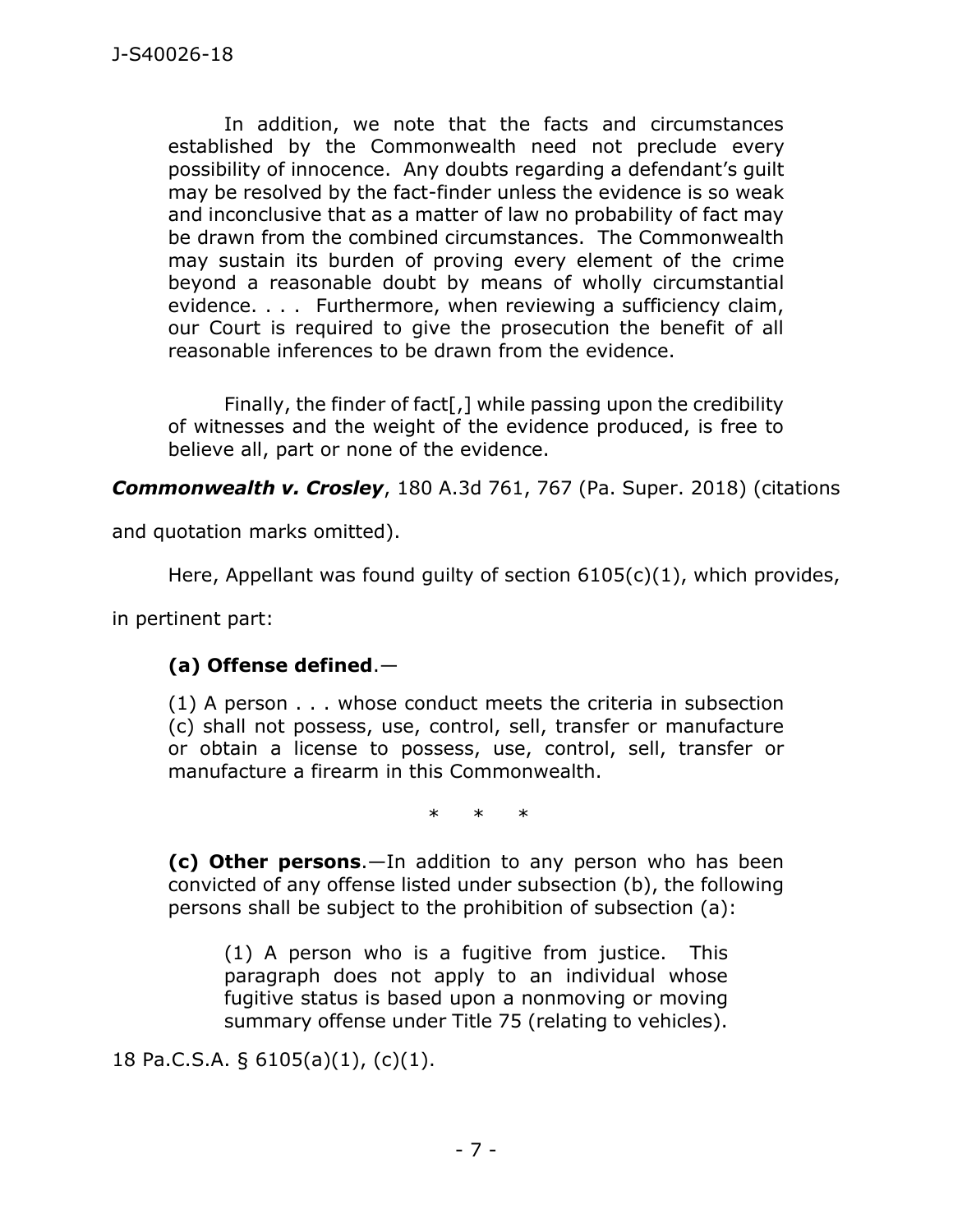> In addition, we note that the facts and circumstances established by the Commonwealth need not preclude every possibility of innocence. Any doubts regarding a defendant's guilt may be resolved by the fact-finder unless the evidence is so weak and inconclusive that as a matter of law no probability of fact may be drawn from the combined circumstances. The Commonwealth may sustain its burden of proving every element of the crime beyond a reasonable doubt by means of wholly circumstantial evidence. . . . Furthermore, when reviewing a sufficiency claim, our Court is required to give the prosecution the benefit of all reasonable inferences to be drawn from the evidence.
>
> Finally, the finder of fact[,] while passing upon the credibility of witnesses and the weight of the evidence produced, is free to believe all, part or none of the evidence.

***Commonwealth v. Crosley***, 180 A.3d 761, 767 (Pa. Super. 2018) (citations and quotation marks omitted).

Here, Appellant was found guilty of section 6105(c)(1), which provides, in pertinent part:

> **(a) Offense defined**.—
>
> (1) A person . . . whose conduct meets the criteria in subsection (c) shall not possess, use, control, sell, transfer or manufacture or obtain a license to possess, use, control, sell, transfer or manufacture a firearm in this Commonwealth.
>
> \* \* \*
>
> **(c) Other persons**.—In addition to any person who has been convicted of any offense listed under subsection (b), the following persons shall be subject to the prohibition of subsection (a):
>
> > (1) A person who is a fugitive from justice. This paragraph does not apply to an individual whose fugitive status is based upon a nonmoving or moving summary offense under Title 75 (relating to vehicles).

18 Pa.C.S.A. § 6105(a)(1), (c)(1).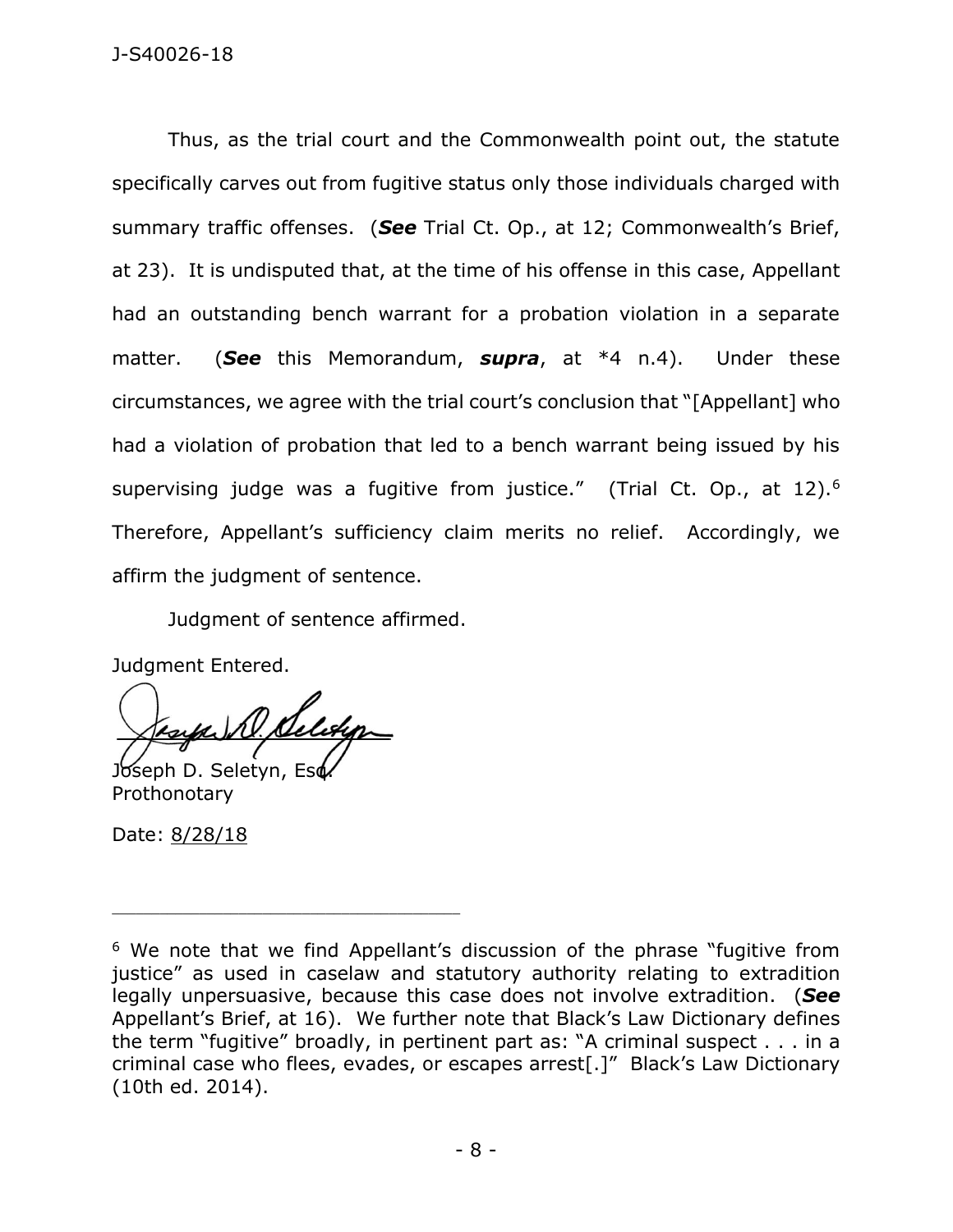Thus, as the trial court and the Commonwealth point out, the statute specifically carves out from fugitive status only those individuals charged with summary traffic offenses. (***See*** Trial Ct. Op., at 12; Commonwealth's Brief, at 23). It is undisputed that, at the time of his offense in this case, Appellant had an outstanding bench warrant for a probation violation in a separate matter. (***See*** this Memorandum, ***supra***, at *4 n.4). Under these circumstances, we agree with the trial court's conclusion that "[Appellant] who had a violation of probation that led to a bench warrant being issued by his supervising judge was a fugitive from justice." (Trial Ct. Op., at 12).[6] Therefore, Appellant's sufficiency claim merits no relief. Accordingly, we affirm the judgment of sentence.

Judgment of sentence affirmed.

Judgment Entered.

Joseph D. Seletyn, Esq.
Prothonotary

Date: 8/28/18

---

[6] We note that we find Appellant's discussion of the phrase "fugitive from justice" as used in caselaw and statutory authority relating to extradition legally unpersuasive, because this case does not involve extradition. (***See*** Appellant's Brief, at 16). We further note that Black's Law Dictionary defines the term "fugitive" broadly, in pertinent part as: "A criminal suspect . . . in a criminal case who flees, evades, or escapes arrest[.]" Black's Law Dictionary (10th ed. 2014).